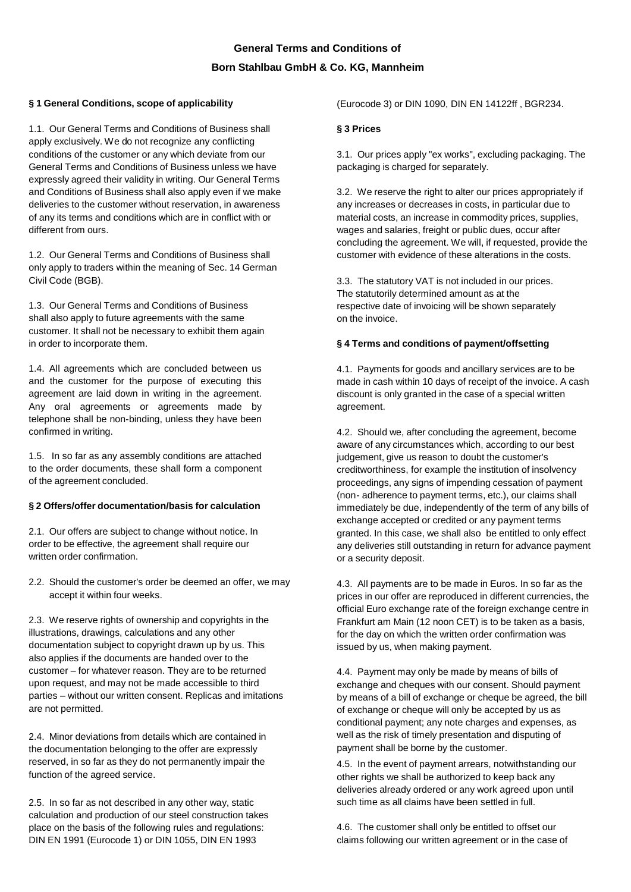# General Terms and Conditions of

# Born Stahlbau GmbH & Co. KG, Mannheim

## § 1 General Conditions, scope of applicability

1.1. Our General Terms and Conditions of Business shall apply exclusively. We do not recognize any conflicting conditions of the customer or any which deviate from our General Terms and Conditions of Business unless we have expressly agreed their validity in writing. Our General Terms and Conditions of Business shall also apply even if we make deliveries to the customer without reservation, in awareness of any its terms and conditions which are in conflict with or different from ours.

1.2. Our General Terms and Conditions of Business shall only apply to traders within the meaning of Sec. 14 German Civil Code (BGB).

1.3. Our General Terms and Conditions of Business shall also apply to future agreements with the same customer. It shall not be necessary to exhibit them again in order to incorporate them.

1.4. All agreements which are concluded between us and the customer for the purpose of executing this agreement are laid down in writing in the agreement. Any oral agreements or agreements made by telephone shall be non-binding, unless they have been confirmed in writing.

1.5. In so far as any assembly conditions are attached to the order documents, these shall form a component of the agreement concluded.

## § 2 Offers/offer documentation/basis for calculation

2.1. Our offers are subject to change without notice. In order to be effective, the agreement shall require our written order confirmation.

2.2. Should the customer's order be deemed an offer, we may accept it within four weeks.

2.3. We reserve rights of ownership and copyrights in the illustrations, drawings, calculations and any other documentation subject to copyright drawn up by us. This also applies if the documents are handed over to the customer – for whatever reason. They are to be returned upon request, and may not be made accessible to third parties – without our written consent. Replicas and imitations are not permitted.

2.4. Minor deviations from details which are contained in the documentation belonging to the offer are expressly reserved, in so far as they do not permanently impair the function of the agreed service.

2.5. In so far as not described in any other way, static calculation and production of our steel construction takes place on the basis of the following rules and regulations: DIN EN 1991 (Eurocode 1) or DIN 1055, DIN EN 1993 (Eurocode 3) or DIN 1090, DIN EN 14122ff , BGR234.

## § 3 Prices

3.1. Our prices apply "ex works", excluding packaging. The packaging is charged for separately.

3.2. We reserve the right to alter our prices appropriately if any increases or decreases in costs, in particular due to material costs, an increase in commodity prices, supplies, wages and salaries, freight or public dues, occur after concluding the agreement. We will, if requested, provide the customer with evidence of these alterations in the costs.

3.3. The statutory VAT is not included in our prices. The statutorily determined amount as at the respective date of invoicing will be shown separately on the invoice.

## § 4 Terms and conditions of payment/offsetting

4.1. Payments for goods and ancillary services are to be made in cash within 10 days of receipt of the invoice. A cash discount is only granted in the case of a special written agreement.

4.2. Should we, after concluding the agreement, become aware of any circumstances which, according to our best judgement, give us reason to doubt the customer's creditworthiness, for example the institution of insolvency proceedings, any signs of impending cessation of payment (non- adherence to payment terms, etc.), our claims shall immediately be due, independently of the term of any bills of exchange accepted or credited or any payment terms granted. In this case, we shall also be entitled to only effect any deliveries still outstanding in return for advance payment or a security deposit.

4.3. All payments are to be made in Euros. In so far as the prices in our offer are reproduced in different currencies, the official Euro exchange rate of the foreign exchange centre in Frankfurt am Main (12 noon CET) is to be taken as a basis, for the day on which the written order confirmation was issued by us, when making payment.

4.4. Payment may only be made by means of bills of exchange and cheques with our consent. Should payment by means of a bill of exchange or cheque be agreed, the bill of exchange or cheque will only be accepted by us as conditional payment; any note charges and expenses, as well as the risk of timely presentation and disputing of payment shall be borne by the customer.

4.5. In the event of payment arrears, notwithstanding our other rights we shall be authorized to keep back any deliveries already ordered or any work agreed upon until such time as all claims have been settled in full.

4.6. The customer shall only be entitled to offset our claims following our written agreement or in the case of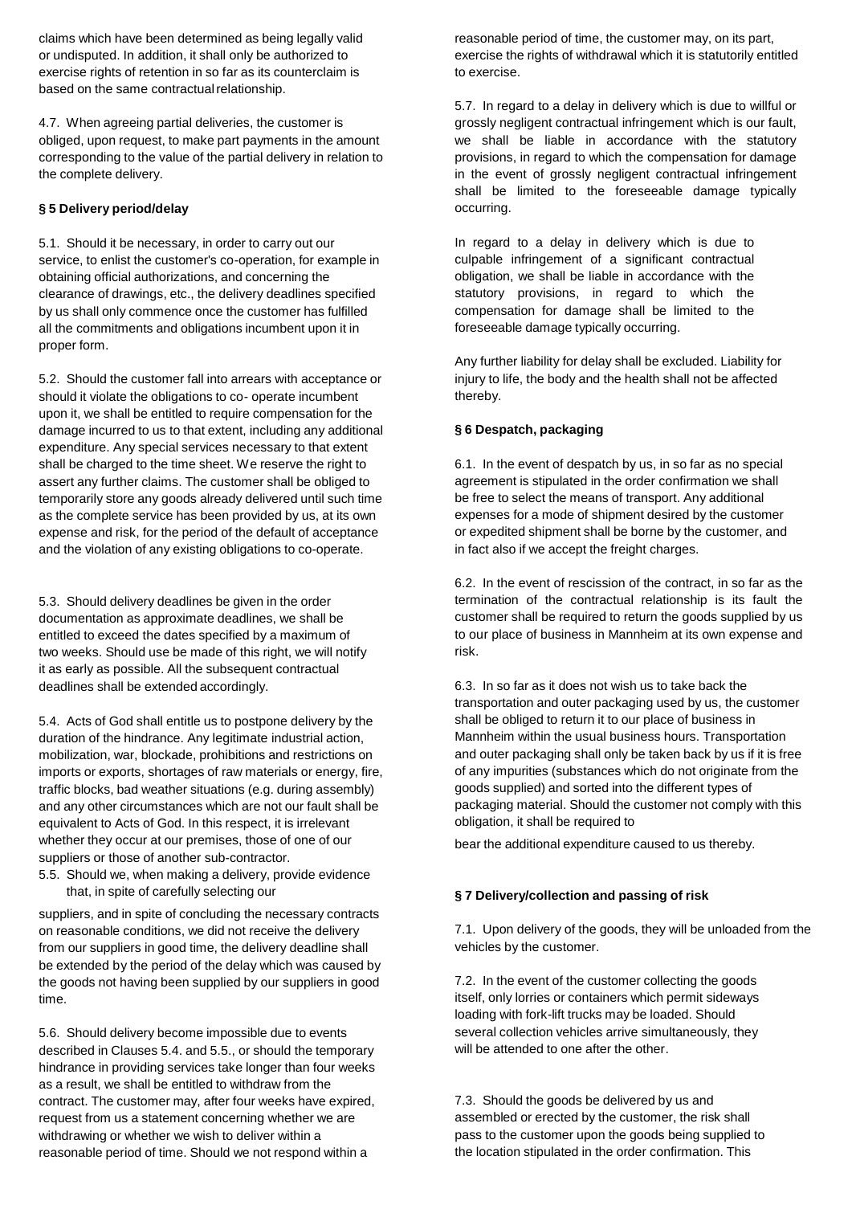claims which have been determined as being legally valid or undisputed. In addition, it shall only be authorized to exercise rights of retention in so far as its counterclaim is based on the same contractual relationship.

4.7. When agreeing partial deliveries, the customer is obliged, upon request, to make part payments in the amount corresponding to the value of the partial delivery in relation to the complete delivery.

### § 5 Delivery period/delay

5.1. Should it be necessary, in order to carry out our service, to enlist the customer's co-operation, for example in obtaining official authorizations, and concerning the clearance of drawings, etc., the delivery deadlines specified by us shall only commence once the customer has fulfilled all the commitments and obligations incumbent upon it in proper form.

5.2. Should the customer fall into arrears with acceptance or should it violate the obligations to co- operate incumbent upon it, we shall be entitled to require compensation for the damage incurred to us to that extent, including any additional expenditure. Any special services necessary to that extent shall be charged to the time sheet. We reserve the right to assert any further claims. The customer shall be obliged to temporarily store any goods already delivered until such time as the complete service has been provided by us, at its own expense and risk, for the period of the default of acceptance and the violation of any existing obligations to co-operate.

5.3. Should delivery deadlines be given in the order documentation as approximate deadlines, we shall be entitled to exceed the dates specified by a maximum of two weeks. Should use be made of this right, we will notify it as early as possible. All the subsequent contractual deadlines shall be extended accordingly.

5.4. Acts of God shall entitle us to postpone delivery by the duration of the hindrance. Any legitimate industrial action, mobilization, war, blockade, prohibitions and restrictions on imports or exports, shortages of raw materials or energy, fire, traffic blocks, bad weather situations (e.g. during assembly) and any other circumstances which are not our fault shall be equivalent to Acts of God. In this respect, it is irrelevant whether they occur at our premises, those of one of our suppliers or those of another sub-contractor.

5.5. Should we, when making a delivery, provide evidence that, in spite of carefully selecting our suppliers, and in spite of concluding the necessary contracts on reasonable conditions, we did not receive the delivery from our suppliers in good time, the delivery deadline shall be extended by the period of the delay which was caused by the goods not having been supplied by our suppliers in good time.

5.6. Should delivery become impossible due to events described in Clauses 5.4. and 5.5., or should the temporary hindrance in providing services take longer than four weeks as a result, we shall be entitled to withdraw from the contract. The customer may, after four weeks have expired, request from us a statement concerning whether we are withdrawing or whether we wish to deliver within a reasonable period of time. Should we not respond within a reasonable period of time, the customer may, on its part, exercise the rights of withdrawal which it is statutorily entitled to exercise.

5.7. In regard to a delay in delivery which is due to willful or grossly negligent contractual infringement which is our fault, we shall be liable in accordance with the statutory provisions, in regard to which the compensation for damage in the event of grossly negligent contractual infringement shall be limited to the foreseeable damage typically occurring.

In regard to a delay in delivery which is due to culpable infringement of a significant contractual obligation, we shall be liable in accordance with the statutory provisions, in regard to which the compensation for damage shall be limited to the foreseeable damage typically occurring.

Any further liability for delay shall be excluded. Liability for injury to life, the body and the health shall not be affected thereby.

### § 6 Despatch, packaging

6.1. In the event of despatch by us, in so far as no special agreement is stipulated in the order confirmation we shall be free to select the means of transport. Any additional expenses for a mode of shipment desired by the customer or expedited shipment shall be borne by the customer, and in fact also if we accept the freight charges.

6.2. In the event of rescission of the contract, in so far as the termination of the contractual relationship is its fault the customer shall be required to return the goods supplied by us to our place of business in Mannheim at its own expense and risk.

6.3. In so far as it does not wish us to take back the transportation and outer packaging used by us, the customer shall be obliged to return it to our place of business in Mannheim within the usual business hours. Transportation and outer packaging shall only be taken back by us if it is free of any impurities (substances which do not originate from the goods supplied) and sorted into the different types of packaging material. Should the customer not comply with this obligation, it shall be required to bear the additional expenditure caused to us thereby.

### § 7 Delivery/collection and passing of risk

7.1. Upon delivery of the goods, they will be unloaded from the vehicles by the customer.

7.2. In the event of the customer collecting the goods itself, only lorries or containers which permit sideways loading with fork-lift trucks may be loaded. Should several collection vehicles arrive simultaneously, they will be attended to one after the other.

7.3. Should the goods be delivered by us and assembled or erected by the customer, the risk shall pass to the customer upon the goods being supplied to the location stipulated in the order confirmation. This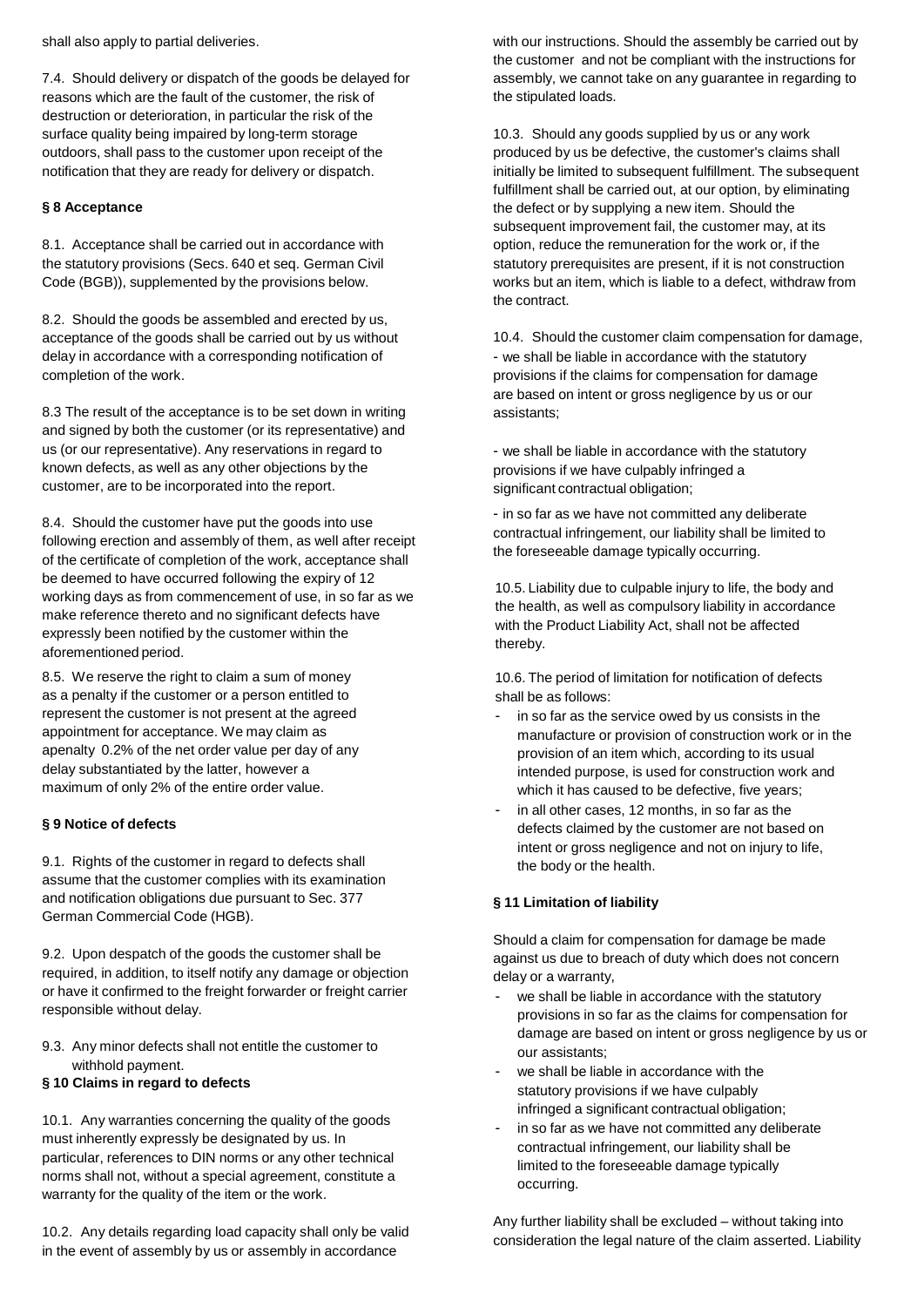shall also apply to partial deliveries.

7.4. Should delivery or dispatch of the goods be delayed for reasons which are the fault of the customer, the risk of destruction or deterioration, in particular the risk of the surface quality being impaired by long-term storage outdoors, shall pass to the customer upon receipt of the notification that they are ready for delivery or dispatch.

### § 8 Acceptance

8.1. Acceptance shall be carried out in accordance with the statutory provisions (Secs. 640 et seq. German Civil Code (BGB)), supplemented by the provisions below.

8.2. Should the goods be assembled and erected by us, acceptance of the goods shall be carried out by us without delay in accordance with a corresponding notification of completion of the work.

8.3 The result of the acceptance is to be set down in writing and signed by both the customer (or its representative) and us (or our representative). Any reservations in regard to known defects, as well as any other objections by the customer, are to be incorporated into the report.

8.4. Should the customer have put the goods into use following erection and assembly of them, as well after receipt of the certificate of completion of the work, acceptance shall be deemed to have occurred following the expiry of 12 working days as from commencement of use, in so far as we make reference thereto and no significant defects have expressly been notified by the customer within the aforementioned period.

8.5. We reserve the right to claim a sum of money as a penalty if the customer or a person entitled to represent the customer is not present at the agreed appointment for acceptance. We may claim as apenalty 0.2% of the net order value per day of any delay substantiated by the latter, however a maximum of only 2% of the entire order value.

### § 9 Notice of defects

9.1. Rights of the customer in regard to defects shall assume that the customer complies with its examination and notification obligations due pursuant to Sec. 377 German Commercial Code (HGB).

9.2. Upon despatch of the goods the customer shall be required, in addition, to itself notify any damage or objection or have it confirmed to the freight forwarder or freight carrier responsible without delay.

9.3. Any minor defects shall not entitle the customer to withhold payment.

### § 10 Claims in regard to defects

10.1. Any warranties concerning the quality of the goods must inherently expressly be designated by us. In particular, references to DIN norms or any other technical norms shall not, without a special agreement, constitute a warranty for the quality of the item or the work.

10.2. Any details regarding load capacity shall only be valid in the event of assembly by us or assembly in accordance with our instructions. Should the assembly be carried out by the customer and not be compliant with the instructions for assembly, we cannot take on any guarantee in regarding to the stipulated loads.

10.3. Should any goods supplied by us or any work produced by us be defective, the customer's claims shall initially be limited to subsequent fulfillment. The subsequent fulfillment shall be carried out, at our option, by eliminating the defect or by supplying a new item. Should the subsequent improvement fail, the customer may, at its option, reduce the remuneration for the work or, if the statutory prerequisites are present, if it is not construction works but an item, which is liable to a defect, withdraw from the contract.

10.4. Should the customer claim compensation for damage,

- we shall be liable in accordance with the statutory provisions if the claims for compensation for damage are based on intent or gross negligence by us or our assistants;
- we shall be liable in accordance with the statutory provisions if we have culpably infringed a significant contractual obligation;
- in so far as we have not committed any deliberate contractual infringement, our liability shall be limited to the foreseeable damage typically occurring.

10.5. Liability due to culpable injury to life, the body and the health, as well as compulsory liability in accordance with the Product Liability Act, shall not be affected thereby.

10.6. The period of limitation for notification of defects shall be as follows:

- in so far as the service owed by us consists in the manufacture or provision of construction work or in the provision of an item which, according to its usual intended purpose, is used for construction work and which it has caused to be defective, five years;
- in all other cases, 12 months, in so far as the defects claimed by the customer are not based on intent or gross negligence and not on injury to life, the body or the health.

### § 11 Limitation of liability

Should a claim for compensation for damage be made against us due to breach of duty which does not concern delay or a warranty,

- we shall be liable in accordance with the statutory provisions in so far as the claims for compensation for damage are based on intent or gross negligence by us or our assistants;
- we shall be liable in accordance with the statutory provisions if we have culpably infringed a significant contractual obligation;
- in so far as we have not committed any deliberate contractual infringement, our liability shall be limited to the foreseeable damage typically occurring.

Any further liability shall be excluded – without taking into consideration the legal nature of the claim asserted. Liability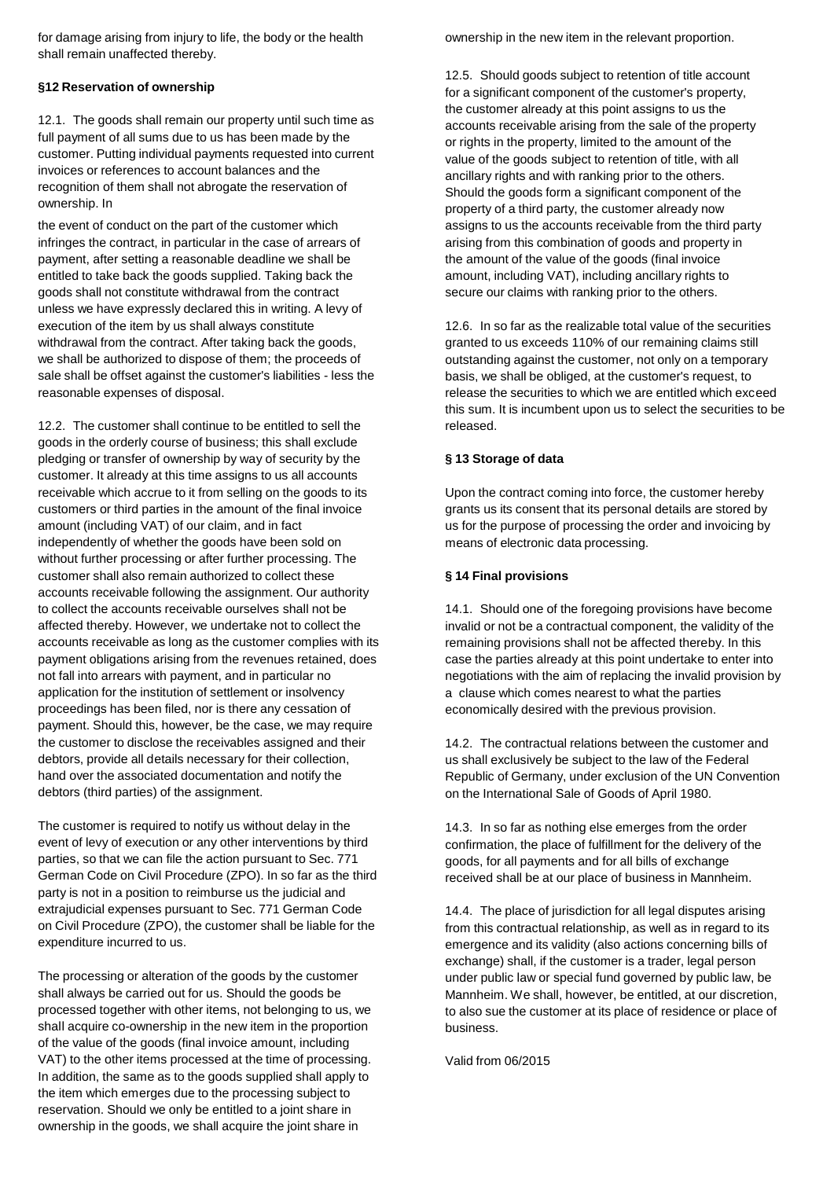for damage arising from injury to life, the body or the health shall remain unaffected thereby.

**§12 Reservation of ownership**

12.1. The goods shall remain our property until such time as full payment of all sums due to us has been made by the customer. Putting individual payments requested into current invoices or references to account balances and the recognition of them shall not abrogate the reservation of ownership. In

the event of conduct on the part of the customer which infringes the contract, in particular in the case of arrears of payment, after setting a reasonable deadline we shall be entitled to take back the goods supplied. Taking back the goods shall not constitute withdrawal from the contract unless we have expressly declared this in writing. A levy of execution of the item by us shall always constitute withdrawal from the contract. After taking back the goods, we shall be authorized to dispose of them; the proceeds of sale shall be offset against the customer's liabilities - less the reasonable expenses of disposal.

12.2. The customer shall continue to be entitled to sell the goods in the orderly course of business; this shall exclude pledging or transfer of ownership by way of security by the customer. It already at this time assigns to us all accounts receivable which accrue to it from selling on the goods to its customers or third parties in the amount of the final invoice amount (including VAT) of our claim, and in fact independently of whether the goods have been sold on without further processing or after further processing. The customer shall also remain authorized to collect these accounts receivable following the assignment. Our authority to collect the accounts receivable ourselves shall not be affected thereby. However, we undertake not to collect the accounts receivable as long as the customer complies with its payment obligations arising from the revenues retained, does not fall into arrears with payment, and in particular no application for the institution of settlement or insolvency proceedings has been filed, nor is there any cessation of payment. Should this, however, be the case, we may require the customer to disclose the receivables assigned and their debtors, provide all details necessary for their collection, hand over the associated documentation and notify the debtors (third parties) of the assignment.

The customer is required to notify us without delay in the event of levy of execution or any other interventions by third parties, so that we can file the action pursuant to Sec. 771 German Code on Civil Procedure (ZPO). In so far as the third party is not in a position to reimburse us the judicial and extrajudicial expenses pursuant to Sec. 771 German Code on Civil Procedure (ZPO), the customer shall be liable for the expenditure incurred to us.

The processing or alteration of the goods by the customer shall always be carried out for us. Should the goods be processed together with other items, not belonging to us, we shall acquire co-ownership in the new item in the proportion of the value of the goods (final invoice amount, including VAT) to the other items processed at the time of processing. In addition, the same as to the goods supplied shall apply to the item which emerges due to the processing subject to reservation. Should we only be entitled to a joint share in ownership in the goods, we shall acquire the joint share in ownership in the new item in the relevant proportion.

12.5. Should goods subject to retention of title account for a significant component of the customer's property, the customer already at this point assigns to us the accounts receivable arising from the sale of the property or rights in the property, limited to the amount of the value of the goods subject to retention of title, with all ancillary rights and with ranking prior to the others. Should the goods form a significant component of the property of a third party, the customer already now assigns to us the accounts receivable from the third party arising from this combination of goods and property in the amount of the value of the goods (final invoice amount, including VAT), including ancillary rights to secure our claims with ranking prior to the others.

12.6. In so far as the realizable total value of the securities granted to us exceeds 110% of our remaining claims still outstanding against the customer, not only on a temporary basis, we shall be obliged, at the customer's request, to release the securities to which we are entitled which exceed this sum. It is incumbent upon us to select the securities to be released.

**§ 13 Storage of data**

Upon the contract coming into force, the customer hereby grants us its consent that its personal details are stored by us for the purpose of processing the order and invoicing by means of electronic data processing.

**§ 14 Final provisions**

14.1. Should one of the foregoing provisions have become invalid or not be a contractual component, the validity of the remaining provisions shall not be affected thereby. In this case the parties already at this point undertake to enter into negotiations with the aim of replacing the invalid provision by a clause which comes nearest to what the parties economically desired with the previous provision.

14.2. The contractual relations between the customer and us shall exclusively be subject to the law of the Federal Republic of Germany, under exclusion of the UN Convention on the International Sale of Goods of April 1980.

14.3. In so far as nothing else emerges from the order confirmation, the place of fulfillment for the delivery of the goods, for all payments and for all bills of exchange received shall be at our place of business in Mannheim.

14.4. The place of jurisdiction for all legal disputes arising from this contractual relationship, as well as in regard to its emergence and its validity (also actions concerning bills of exchange) shall, if the customer is a trader, legal person under public law or special fund governed by public law, be Mannheim. We shall, however, be entitled, at our discretion, to also sue the customer at its place of residence or place of business.

Valid from 06/2015